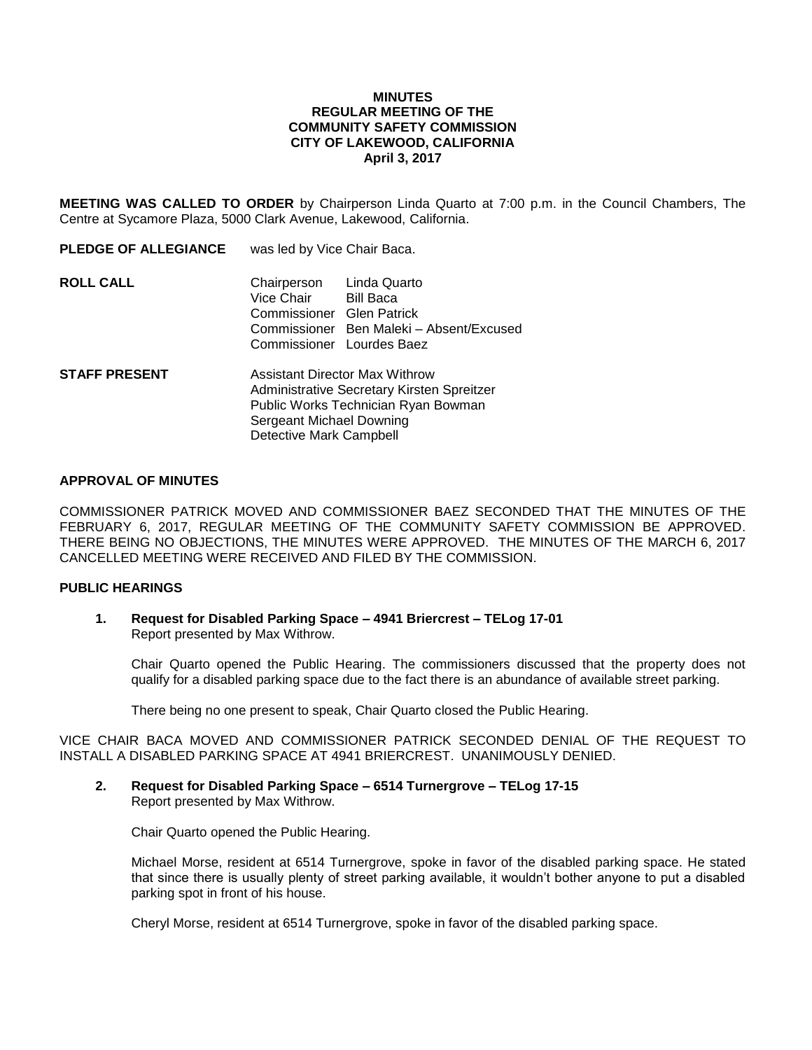**MINUTES**
**REGULAR MEETING OF THE**
**COMMUNITY SAFETY COMMISSION**
**CITY OF LAKEWOOD, CALIFORNIA**
**April 3, 2017**

**MEETING WAS CALLED TO ORDER** by Chairperson Linda Quarto at 7:00 p.m. in the Council Chambers, The Centre at Sycamore Plaza, 5000 Clark Avenue, Lakewood, California.

**PLEDGE OF ALLEGIANCE** was led by Vice Chair Baca.

**ROLL CALL**

Chairperson Linda Quarto
Vice Chair Bill Baca
Commissioner Glen Patrick
Commissioner Ben Maleki – Absent/Excused
Commissioner Lourdes Baez

**STAFF PRESENT**

Assistant Director Max Withrow
Administrative Secretary Kirsten Spreitzer
Public Works Technician Ryan Bowman
Sergeant Michael Downing
Detective Mark Campbell

**APPROVAL OF MINUTES**

COMMISSIONER PATRICK MOVED AND COMMISSIONER BAEZ SECONDED THAT THE MINUTES OF THE FEBRUARY 6, 2017, REGULAR MEETING OF THE COMMUNITY SAFETY COMMISSION BE APPROVED. THERE BEING NO OBJECTIONS, THE MINUTES WERE APPROVED. THE MINUTES OF THE MARCH 6, 2017 CANCELLED MEETING WERE RECEIVED AND FILED BY THE COMMISSION.

**PUBLIC HEARINGS**

**1. Request for Disabled Parking Space – 4941 Briercrest – TELog 17-01**
Report presented by Max Withrow.

Chair Quarto opened the Public Hearing. The commissioners discussed that the property does not qualify for a disabled parking space due to the fact there is an abundance of available street parking.

There being no one present to speak, Chair Quarto closed the Public Hearing.

VICE CHAIR BACA MOVED AND COMMISSIONER PATRICK SECONDED DENIAL OF THE REQUEST TO INSTALL A DISABLED PARKING SPACE AT 4941 BRIERCREST. UNANIMOUSLY DENIED.

**2. Request for Disabled Parking Space – 6514 Turnergrove – TELog 17-15**
Report presented by Max Withrow.

Chair Quarto opened the Public Hearing.

Michael Morse, resident at 6514 Turnergrove, spoke in favor of the disabled parking space. He stated that since there is usually plenty of street parking available, it wouldn't bother anyone to put a disabled parking spot in front of his house.

Cheryl Morse, resident at 6514 Turnergrove, spoke in favor of the disabled parking space.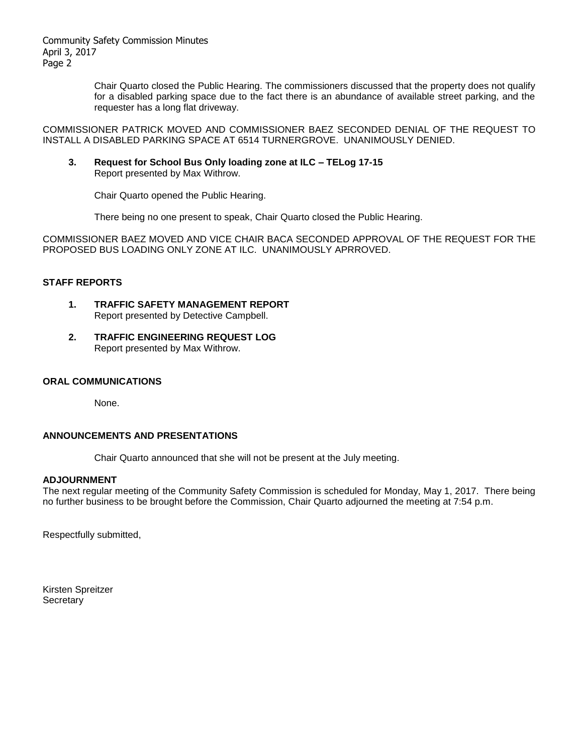Chair Quarto closed the Public Hearing. The commissioners discussed that the property does not qualify for a disabled parking space due to the fact there is an abundance of available street parking, and the requester has a long flat driveway.

COMMISSIONER PATRICK MOVED AND COMMISSIONER BAEZ SECONDED DENIAL OF THE REQUEST TO INSTALL A DISABLED PARKING SPACE AT 6514 TURNERGROVE. UNANIMOUSLY DENIED.

**3. Request for School Bus Only loading zone at ILC – TELog 17-15**
Report presented by Max Withrow.

Chair Quarto opened the Public Hearing.

There being no one present to speak, Chair Quarto closed the Public Hearing.

COMMISSIONER BAEZ MOVED AND VICE CHAIR BACA SECONDED APPROVAL OF THE REQUEST FOR THE PROPOSED BUS LOADING ONLY ZONE AT ILC. UNANIMOUSLY APRROVED.

## STAFF REPORTS

**1. TRAFFIC SAFETY MANAGEMENT REPORT**
Report presented by Detective Campbell.

**2. TRAFFIC ENGINEERING REQUEST LOG**
Report presented by Max Withrow.

## ORAL COMMUNICATIONS

None.

## ANNOUNCEMENTS AND PRESENTATIONS

Chair Quarto announced that she will not be present at the July meeting.

## ADJOURNMENT

The next regular meeting of the Community Safety Commission is scheduled for Monday, May 1, 2017. There being no further business to be brought before the Commission, Chair Quarto adjourned the meeting at 7:54 p.m.

Respectfully submitted,

Kirsten Spreitzer
Secretary